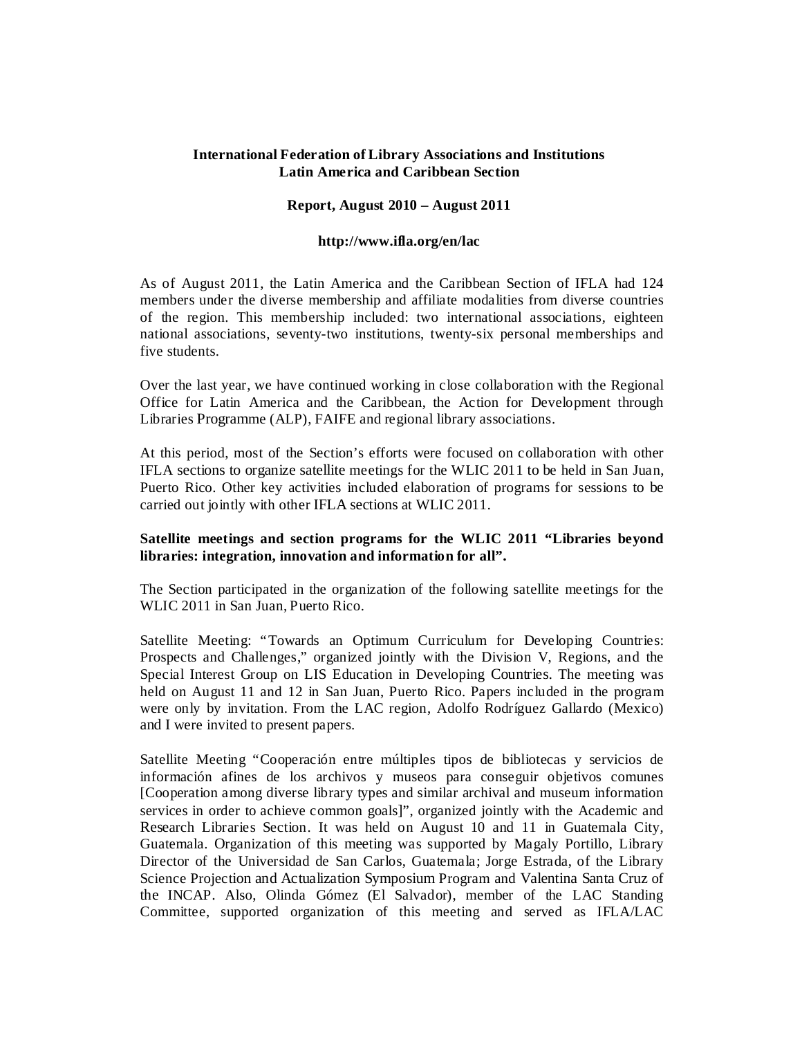**International Federation of Library Associations and Institutions**
**Latin America and Caribbean Section**

**Report, August 2010 – August 2011**

**http://www.ifla.org/en/lac**

As of August 2011, the Latin America and the Caribbean Section of IFLA had 124 members under the diverse membership and affiliate modalities from diverse countries of the region. This membership included: two international associations, eighteen national associations, seventy-two institutions, twenty-six personal memberships and five students.

Over the last year, we have continued working in close collaboration with the Regional Office for Latin America and the Caribbean, the Action for Development through Libraries Programme (ALP), FAIFE and regional library associations.

At this period, most of the Section's efforts were focused on collaboration with other IFLA sections to organize satellite meetings for the WLIC 2011 to be held in San Juan, Puerto Rico. Other key activities included elaboration of programs for sessions to be carried out jointly with other IFLA sections at WLIC 2011.

**Satellite meetings and section programs for the WLIC 2011 "Libraries beyond libraries: integration, innovation and information for all".**

The Section participated in the organization of the following satellite meetings for the WLIC 2011 in San Juan, Puerto Rico.

Satellite Meeting: "Towards an Optimum Curriculum for Developing Countries: Prospects and Challenges," organized jointly with the Division V, Regions, and the Special Interest Group on LIS Education in Developing Countries. The meeting was held on August 11 and 12 in San Juan, Puerto Rico. Papers included in the program were only by invitation. From the LAC region, Adolfo Rodríguez Gallardo (Mexico) and I were invited to present papers.

Satellite Meeting "Cooperación entre múltiples tipos de bibliotecas y servicios de información afines de los archivos y museos para conseguir objetivos comunes [Cooperation among diverse library types and similar archival and museum information services in order to achieve common goals]", organized jointly with the Academic and Research Libraries Section. It was held on August 10 and 11 in Guatemala City, Guatemala. Organization of this meeting was supported by Magaly Portillo, Library Director of the Universidad de San Carlos, Guatemala; Jorge Estrada, of the Library Science Projection and Actualization Symposium Program and Valentina Santa Cruz of the INCAP. Also, Olinda Gómez (El Salvador), member of the LAC Standing Committee, supported organization of this meeting and served as IFLA/LAC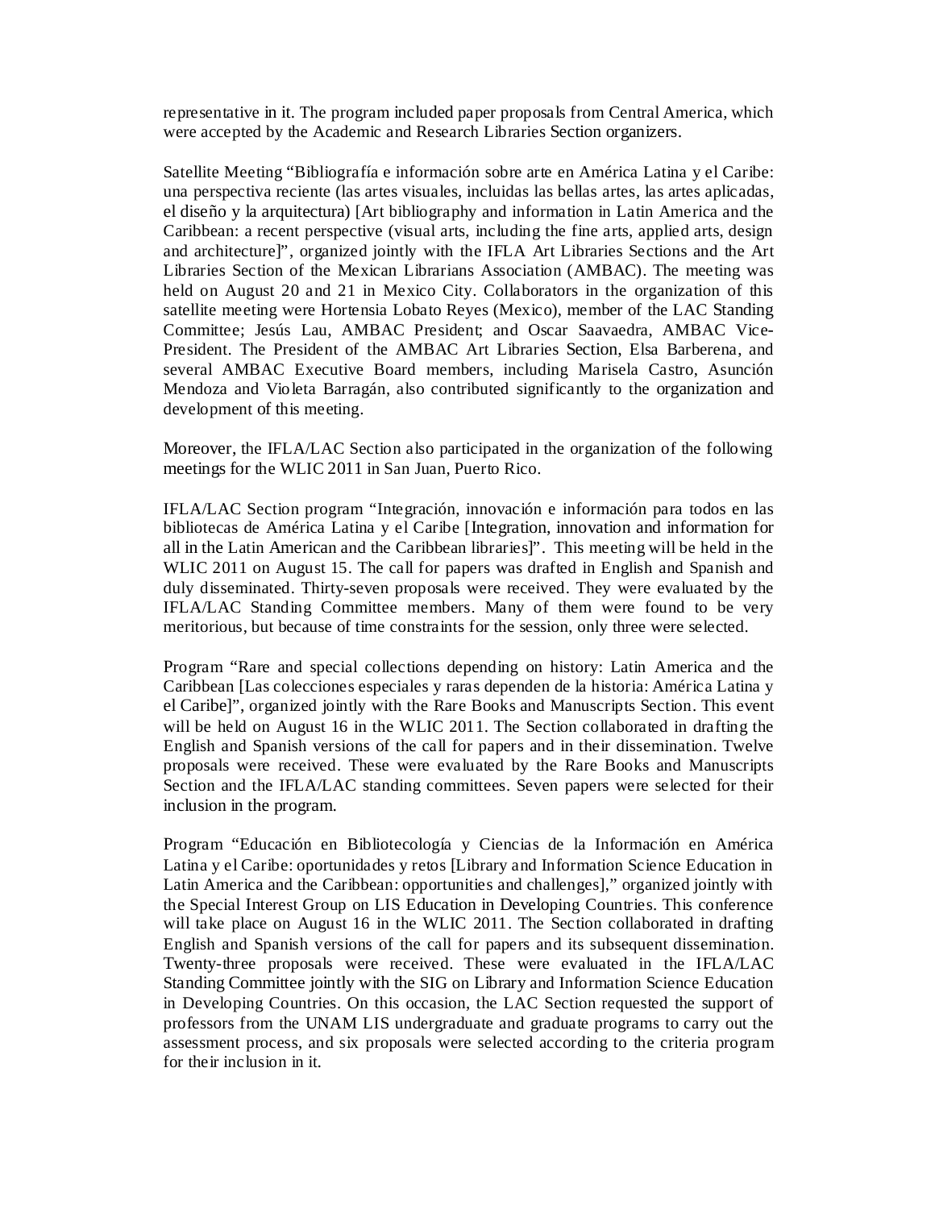representative in it. The program included paper proposals from Central America, which were accepted by the Academic and Research Libraries Section organizers.

Satellite Meeting "Bibliografía e información sobre arte en América Latina y el Caribe: una perspectiva reciente (las artes visuales, incluidas las bellas artes, las artes aplicadas, el diseño y la arquitectura) [Art bibliography and information in Latin America and the Caribbean: a recent perspective (visual arts, including the fine arts, applied arts, design and architecture]", organized jointly with the IFLA Art Libraries Sections and the Art Libraries Section of the Mexican Librarians Association (AMBAC). The meeting was held on August 20 and 21 in Mexico City. Collaborators in the organization of this satellite meeting were Hortensia Lobato Reyes (Mexico), member of the LAC Standing Committee; Jesús Lau, AMBAC President; and Oscar Saavaedra, AMBAC Vice-President. The President of the AMBAC Art Libraries Section, Elsa Barberena, and several AMBAC Executive Board members, including Marisela Castro, Asunción Mendoza and Violeta Barragán, also contributed significantly to the organization and development of this meeting.

Moreover, the IFLA/LAC Section also participated in the organization of the following meetings for the WLIC 2011 in San Juan, Puerto Rico.

IFLA/LAC Section program "Integración, innovación e información para todos en las bibliotecas de América Latina y el Caribe [Integration, innovation and information for all in the Latin American and the Caribbean libraries]". This meeting will be held in the WLIC 2011 on August 15. The call for papers was drafted in English and Spanish and duly disseminated. Thirty-seven proposals were received. They were evaluated by the IFLA/LAC Standing Committee members. Many of them were found to be very meritorious, but because of time constraints for the session, only three were selected.

Program "Rare and special collections depending on history: Latin America and the Caribbean [Las colecciones especiales y raras dependen de la historia: América Latina y el Caribe]", organized jointly with the Rare Books and Manuscripts Section. This event will be held on August 16 in the WLIC 2011. The Section collaborated in drafting the English and Spanish versions of the call for papers and in their dissemination. Twelve proposals were received. These were evaluated by the Rare Books and Manuscripts Section and the IFLA/LAC standing committees. Seven papers were selected for their inclusion in the program.

Program "Educación en Bibliotecología y Ciencias de la Información en América Latina y el Caribe: oportunidades y retos [Library and Information Science Education in Latin America and the Caribbean: opportunities and challenges]," organized jointly with the Special Interest Group on LIS Education in Developing Countries. This conference will take place on August 16 in the WLIC 2011. The Section collaborated in drafting English and Spanish versions of the call for papers and its subsequent dissemination. Twenty-three proposals were received. These were evaluated in the IFLA/LAC Standing Committee jointly with the SIG on Library and Information Science Education in Developing Countries. On this occasion, the LAC Section requested the support of professors from the UNAM LIS undergraduate and graduate programs to carry out the assessment process, and six proposals were selected according to the criteria program for their inclusion in it.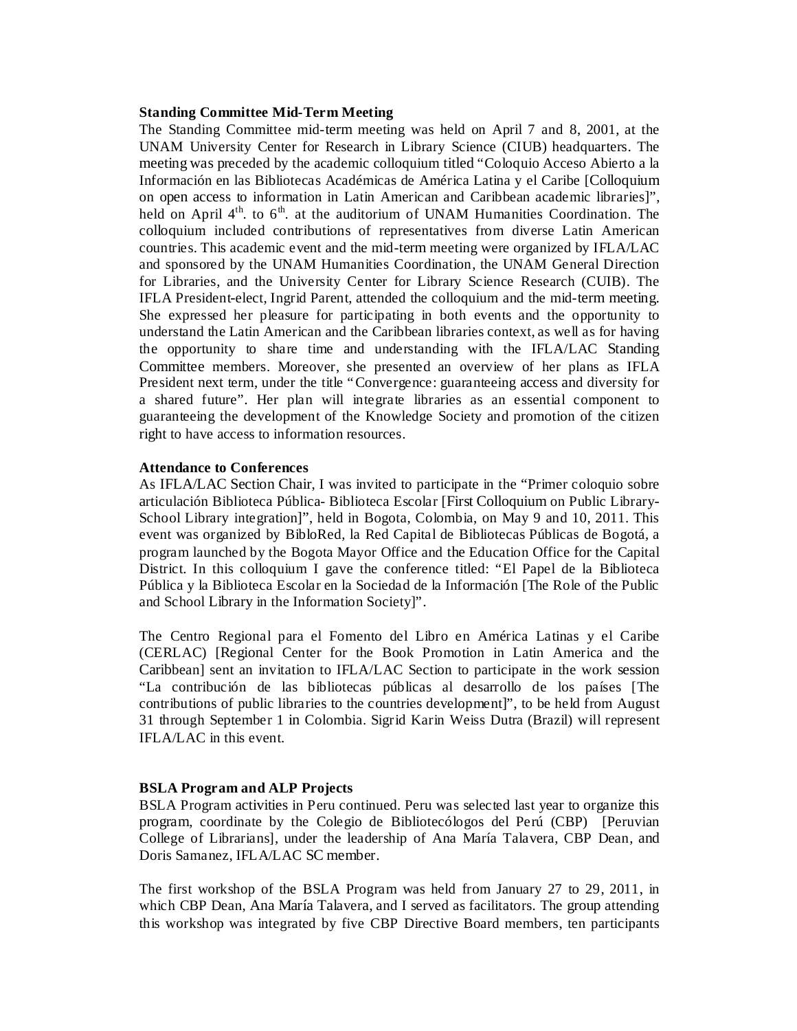### Standing Committee Mid-Term Meeting

The Standing Committee mid-term meeting was held on April 7 and 8, 2001, at the UNAM University Center for Research in Library Science (CIUB) headquarters. The meeting was preceded by the academic colloquium titled "Coloquio Acceso Abierto a la Información en las Bibliotecas Académicas de América Latina y el Caribe [Colloquium on open access to information in Latin American and Caribbean academic libraries]", held on April 4th. to 6th. at the auditorium of UNAM Humanities Coordination. The colloquium included contributions of representatives from diverse Latin American countries. This academic event and the mid-term meeting were organized by IFLA/LAC and sponsored by the UNAM Humanities Coordination, the UNAM General Direction for Libraries, and the University Center for Library Science Research (CUIB). The IFLA President-elect, Ingrid Parent, attended the colloquium and the mid-term meeting. She expressed her pleasure for participating in both events and the opportunity to understand the Latin American and the Caribbean libraries context, as well as for having the opportunity to share time and understanding with the IFLA/LAC Standing Committee members. Moreover, she presented an overview of her plans as IFLA President next term, under the title "Convergence: guaranteeing access and diversity for a shared future". Her plan will integrate libraries as an essential component to guaranteeing the development of the Knowledge Society and promotion of the citizen right to have access to information resources.

### Attendance to Conferences

As IFLA/LAC Section Chair, I was invited to participate in the "Primer coloquio sobre articulación Biblioteca Pública- Biblioteca Escolar [First Colloquium on Public Library-School Library integration]", held in Bogota, Colombia, on May 9 and 10, 2011. This event was organized by BibloRed, la Red Capital de Bibliotecas Públicas de Bogotá, a program launched by the Bogota Mayor Office and the Education Office for the Capital District. In this colloquium I gave the conference titled: "El Papel de la Biblioteca Pública y la Biblioteca Escolar en la Sociedad de la Información [The Role of the Public and School Library in the Information Society]".

The Centro Regional para el Fomento del Libro en América Latinas y el Caribe (CERLAC) [Regional Center for the Book Promotion in Latin America and the Caribbean] sent an invitation to IFLA/LAC Section to participate in the work session "La contribución de las bibliotecas públicas al desarrollo de los países [The contributions of public libraries to the countries development]", to be held from August 31 through September 1 in Colombia. Sigrid Karin Weiss Dutra (Brazil) will represent IFLA/LAC in this event.

### BSLA Program and ALP Projects

BSLA Program activities in Peru continued. Peru was selected last year to organize this program, coordinate by the Colegio de Bibliotecólogos del Perú (CBP) [Peruvian College of Librarians], under the leadership of Ana María Talavera, CBP Dean, and Doris Samanez, IFLA/LAC SC member.

The first workshop of the BSLA Program was held from January 27 to 29, 2011, in which CBP Dean, Ana María Talavera, and I served as facilitators. The group attending this workshop was integrated by five CBP Directive Board members, ten participants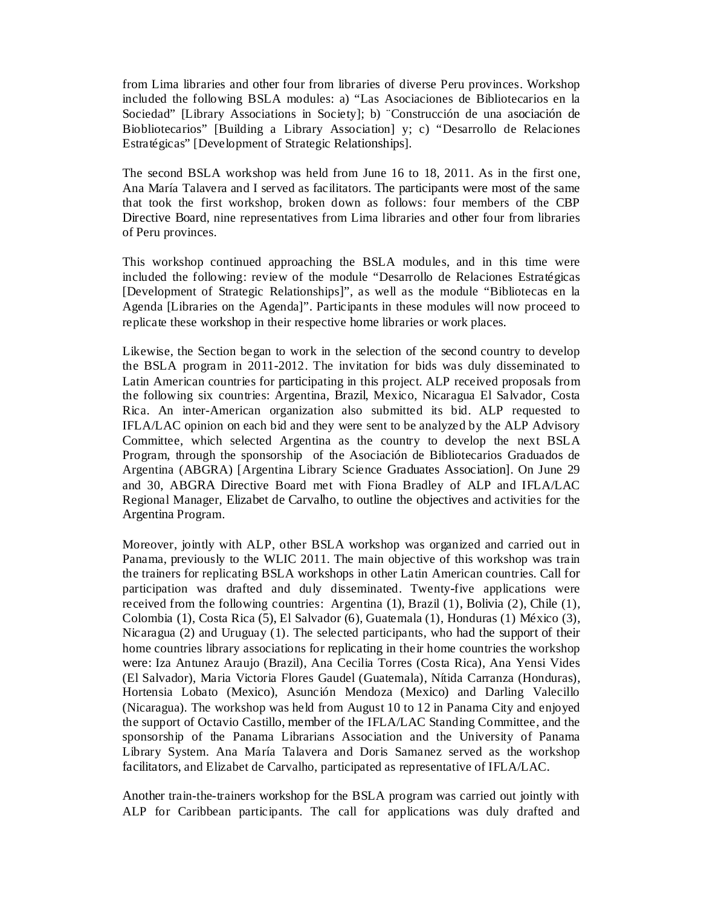from Lima libraries and other four from libraries of diverse Peru provinces. Workshop included the following BSLA modules: a) “Las Asociaciones de Bibliotecarios en la Sociedad” [Library Associations in Society]; b) ¨Construcción de una asociación de Biobliotecarios” [Building a Library Association] y; c) “Desarrollo de Relaciones Estratégicas” [Development of Strategic Relationships].

The second BSLA workshop was held from June 16 to 18, 2011. As in the first one, Ana María Talavera and I served as facilitators. The participants were most of the same that took the first workshop, broken down as follows: four members of the CBP Directive Board, nine representatives from Lima libraries and other four from libraries of Peru provinces.

This workshop continued approaching the BSLA modules, and in this time were included the following: review of the module “Desarrollo de Relaciones Estratégicas [Development of Strategic Relationships]”, as well as the module “Bibliotecas en la Agenda [Libraries on the Agenda]”. Participants in these modules will now proceed to replicate these workshop in their respective home libraries or work places.

Likewise, the Section began to work in the selection of the second country to develop the BSLA program in 2011-2012. The invitation for bids was duly disseminated to Latin American countries for participating in this project. ALP received proposals from the following six countries: Argentina, Brazil, Mexico, Nicaragua El Salvador, Costa Rica. An inter-American organization also submitted its bid. ALP requested to IFLA/LAC opinion on each bid and they were sent to be analyzed by the ALP Advisory Committee, which selected Argentina as the country to develop the next BSLA Program, through the sponsorship of the Asociación de Bibliotecarios Graduados de Argentina (ABGRA) [Argentina Library Science Graduates Association]. On June 29 and 30, ABGRA Directive Board met with Fiona Bradley of ALP and IFLA/LAC Regional Manager, Elizabet de Carvalho, to outline the objectives and activities for the Argentina Program.

Moreover, jointly with ALP, other BSLA workshop was organized and carried out in Panama, previously to the WLIC 2011. The main objective of this workshop was train the trainers for replicating BSLA workshops in other Latin American countries. Call for participation was drafted and duly disseminated. Twenty-five applications were received from the following countries: Argentina (1), Brazil (1), Bolivia (2), Chile (1), Colombia (1), Costa Rica (5), El Salvador (6), Guatemala (1), Honduras (1) México (3), Nicaragua (2) and Uruguay (1). The selected participants, who had the support of their home countries library associations for replicating in their home countries the workshop were: Iza Antunez Araujo (Brazil), Ana Cecilia Torres (Costa Rica), Ana Yensi Vides (El Salvador), Maria Victoria Flores Gaudel (Guatemala), Nítida Carranza (Honduras), Hortensia Lobato (Mexico), Asunción Mendoza (Mexico) and Darling Valecillo (Nicaragua). The workshop was held from August 10 to 12 in Panama City and enjoyed the support of Octavio Castillo, member of the IFLA/LAC Standing Committee, and the sponsorship of the Panama Librarians Association and the University of Panama Library System. Ana María Talavera and Doris Samanez served as the workshop facilitators, and Elizabet de Carvalho, participated as representative of IFLA/LAC.

Another train-the-trainers workshop for the BSLA program was carried out jointly with ALP for Caribbean participants. The call for applications was duly drafted and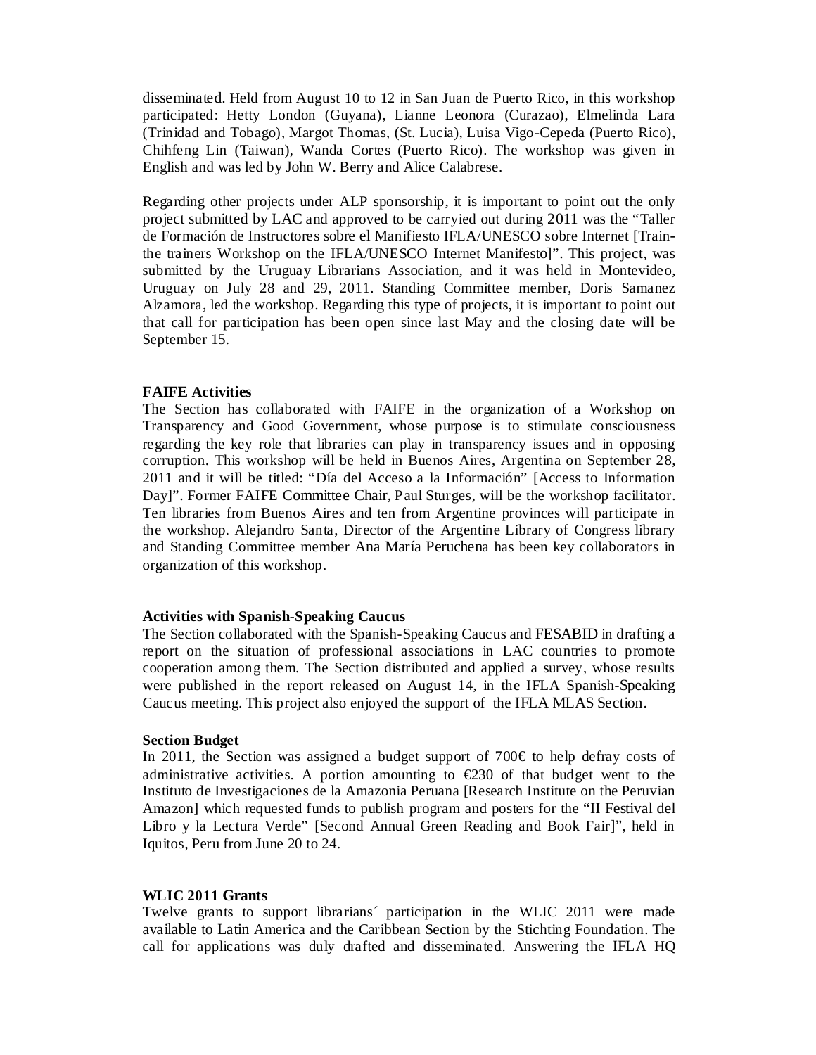disseminated. Held from August 10 to 12 in San Juan de Puerto Rico, in this workshop participated: Hetty London (Guyana), Lianne Leonora (Curazao), Elmelinda Lara (Trinidad and Tobago), Margot Thomas, (St. Lucia), Luisa Vigo-Cepeda (Puerto Rico), Chihfeng Lin (Taiwan), Wanda Cortes (Puerto Rico). The workshop was given in English and was led by John W. Berry and Alice Calabrese.

Regarding other projects under ALP sponsorship, it is important to point out the only project submitted by LAC and approved to be carryied out during 2011 was the "Taller de Formación de Instructores sobre el Manifiesto IFLA/UNESCO sobre Internet [Train-the trainers Workshop on the IFLA/UNESCO Internet Manifesto]". This project, was submitted by the Uruguay Librarians Association, and it was held in Montevideo, Uruguay on July 28 and 29, 2011. Standing Committee member, Doris Samanez Alzamora, led the workshop. Regarding this type of projects, it is important to point out that call for participation has been open since last May and the closing date will be September 15.

**FAIFE Activities**

The Section has collaborated with FAIFE in the organization of a Workshop on Transparency and Good Government, whose purpose is to stimulate consciousness regarding the key role that libraries can play in transparency issues and in opposing corruption. This workshop will be held in Buenos Aires, Argentina on September 28, 2011 and it will be titled: "Día del Acceso a la Información" [Access to Information Day]". Former FAIFE Committee Chair, Paul Sturges, will be the workshop facilitator. Ten libraries from Buenos Aires and ten from Argentine provinces will participate in the workshop. Alejandro Santa, Director of the Argentine Library of Congress library and Standing Committee member Ana María Peruchena has been key collaborators in organization of this workshop.

**Activities with Spanish-Speaking Caucus**

The Section collaborated with the Spanish-Speaking Caucus and FESABID in drafting a report on the situation of professional associations in LAC countries to promote cooperation among them. The Section distributed and applied a survey, whose results were published in the report released on August 14, in the IFLA Spanish-Speaking Caucus meeting. This project also enjoyed the support of the IFLA MLAS Section.

**Section Budget**

In 2011, the Section was assigned a budget support of 700€ to help defray costs of administrative activities. A portion amounting to €230 of that budget went to the Instituto de Investigaciones de la Amazonia Peruana [Research Institute on the Peruvian Amazon] which requested funds to publish program and posters for the "II Festival del Libro y la Lectura Verde" [Second Annual Green Reading and Book Fair]", held in Iquitos, Peru from June 20 to 24.

**WLIC 2011 Grants**

Twelve grants to support librarians´ participation in the WLIC 2011 were made available to Latin America and the Caribbean Section by the Stichting Foundation. The call for applications was duly drafted and disseminated. Answering the IFLA HQ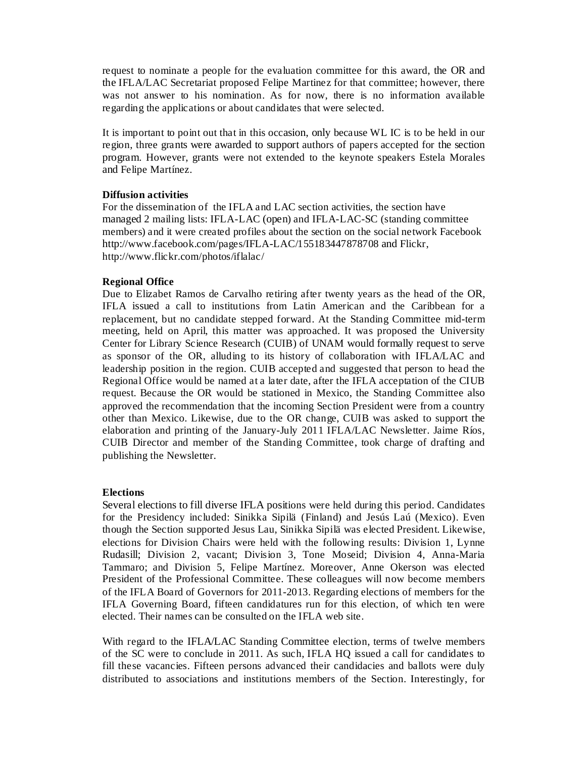request to nominate a people for the evaluation committee for this award, the OR and the IFLA/LAC Secretariat proposed Felipe Martinez for that committee; however, there was not answer to his nomination. As for now, there is no information available regarding the applications or about candidates that were selected.

It is important to point out that in this occasion, only because WLIC is to be held in our region, three grants were awarded to support authors of papers accepted for the section program. However, grants were not extended to the keynote speakers Estela Morales and Felipe Martínez.

**Diffusion activities**
For the dissemination of the IFLA and LAC section activities, the section have managed 2 mailing lists: IFLA-LAC (open) and IFLA-LAC-SC (standing committee members) and it were created profiles about the section on the social network Facebook http://www.facebook.com/pages/IFLA-LAC/155183447878708 and Flickr, http://www.flickr.com/photos/iflalac/

**Regional Office**
Due to Elizabet Ramos de Carvalho retiring after twenty years as the head of the OR, IFLA issued a call to institutions from Latin American and the Caribbean for a replacement, but no candidate stepped forward. At the Standing Committee mid-term meeting, held on April, this matter was approached. It was proposed the University Center for Library Science Research (CUIB) of UNAM would formally request to serve as sponsor of the OR, alluding to its history of collaboration with IFLA/LAC and leadership position in the region. CUIB accepted and suggested that person to head the Regional Office would be named at a later date, after the IFLA acceptation of the CIUB request. Because the OR would be stationed in Mexico, the Standing Committee also approved the recommendation that the incoming Section President were from a country other than Mexico. Likewise, due to the OR change, CUIB was asked to support the elaboration and printing of the January-July 2011 IFLA/LAC Newsletter. Jaime Ríos, CUIB Director and member of the Standing Committee, took charge of drafting and publishing the Newsletter.

**Elections**
Several elections to fill diverse IFLA positions were held during this period. Candidates for the Presidency included: Sinikka Sipilä (Finland) and Jesús Laú (Mexico). Even though the Section supported Jesus Lau, Sinikka Sipilä was elected President. Likewise, elections for Division Chairs were held with the following results: Division 1, Lynne Rudasill; Division 2, vacant; Division 3, Tone Moseid; Division 4, Anna-Maria Tammaro; and Division 5, Felipe Martínez. Moreover, Anne Okerson was elected President of the Professional Committee. These colleagues will now become members of the IFLA Board of Governors for 2011-2013. Regarding elections of members for the IFLA Governing Board, fifteen candidatures run for this election, of which ten were elected. Their names can be consulted on the IFLA web site.

With regard to the IFLA/LAC Standing Committee election, terms of twelve members of the SC were to conclude in 2011. As such, IFLA HQ issued a call for candidates to fill these vacancies. Fifteen persons advanced their candidacies and ballots were duly distributed to associations and institutions members of the Section. Interestingly, for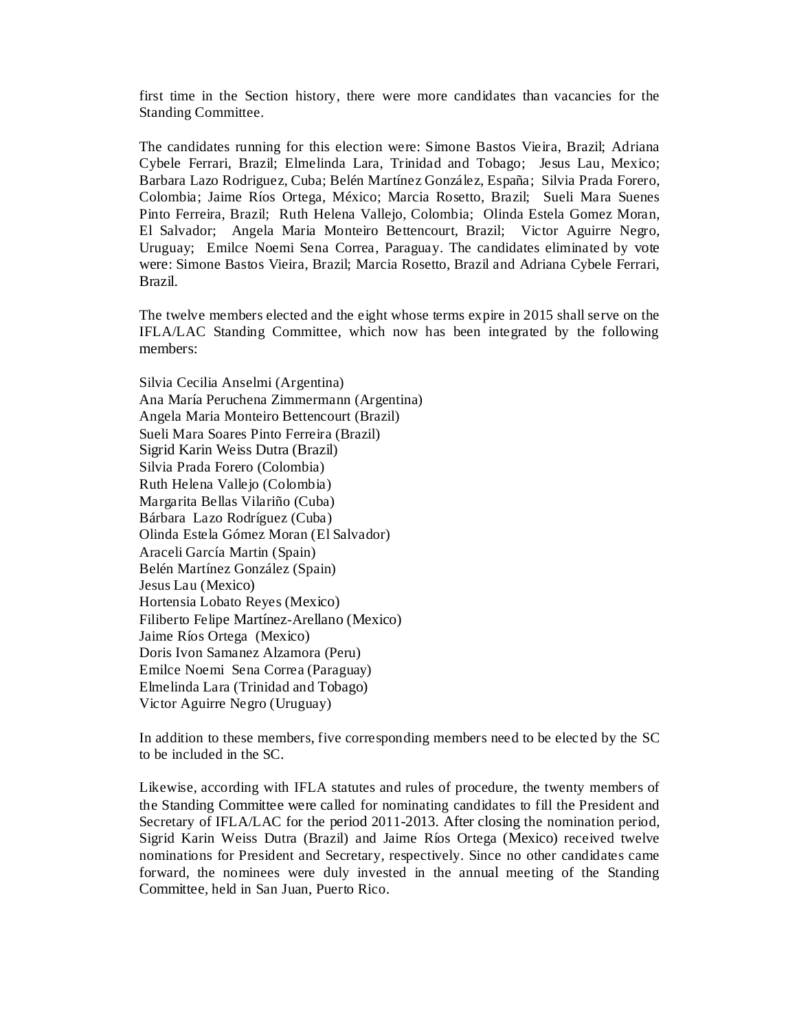first time in the Section history, there were more candidates than vacancies for the Standing Committee.

The candidates running for this election were: Simone Bastos Vieira, Brazil; Adriana Cybele Ferrari, Brazil; Elmelinda Lara, Trinidad and Tobago; Jesus Lau, Mexico; Barbara Lazo Rodriguez, Cuba; Belén Martínez González, España; Silvia Prada Forero, Colombia; Jaime Ríos Ortega, México; Marcia Rosetto, Brazil; Sueli Mara Suenes Pinto Ferreira, Brazil; Ruth Helena Vallejo, Colombia; Olinda Estela Gomez Moran, El Salvador; Angela Maria Monteiro Bettencourt, Brazil; Victor Aguirre Negro, Uruguay; Emilce Noemi Sena Correa, Paraguay. The candidates eliminated by vote were: Simone Bastos Vieira, Brazil; Marcia Rosetto, Brazil and Adriana Cybele Ferrari, Brazil.

The twelve members elected and the eight whose terms expire in 2015 shall serve on the IFLA/LAC Standing Committee, which now has been integrated by the following members:

Silvia Cecilia Anselmi (Argentina)
Ana María Peruchena Zimmermann (Argentina)
Angela Maria Monteiro Bettencourt (Brazil)
Sueli Mara Soares Pinto Ferreira (Brazil)
Sigrid Karin Weiss Dutra (Brazil)
Silvia Prada Forero (Colombia)
Ruth Helena Vallejo (Colombia)
Margarita Bellas Vilariño (Cuba)
Bárbara Lazo Rodríguez (Cuba)
Olinda Estela Gómez Moran (El Salvador)
Araceli García Martin (Spain)
Belén Martínez González (Spain)
Jesus Lau (Mexico)
Hortensia Lobato Reyes (Mexico)
Filiberto Felipe Martínez-Arellano (Mexico)
Jaime Ríos Ortega (Mexico)
Doris Ivon Samanez Alzamora (Peru)
Emilce Noemi Sena Correa (Paraguay)
Elmelinda Lara (Trinidad and Tobago)
Victor Aguirre Negro (Uruguay)

In addition to these members, five corresponding members need to be elected by the SC to be included in the SC.

Likewise, according with IFLA statutes and rules of procedure, the twenty members of the Standing Committee were called for nominating candidates to fill the President and Secretary of IFLA/LAC for the period 2011-2013. After closing the nomination period, Sigrid Karin Weiss Dutra (Brazil) and Jaime Ríos Ortega (Mexico) received twelve nominations for President and Secretary, respectively. Since no other candidates came forward, the nominees were duly invested in the annual meeting of the Standing Committee, held in San Juan, Puerto Rico.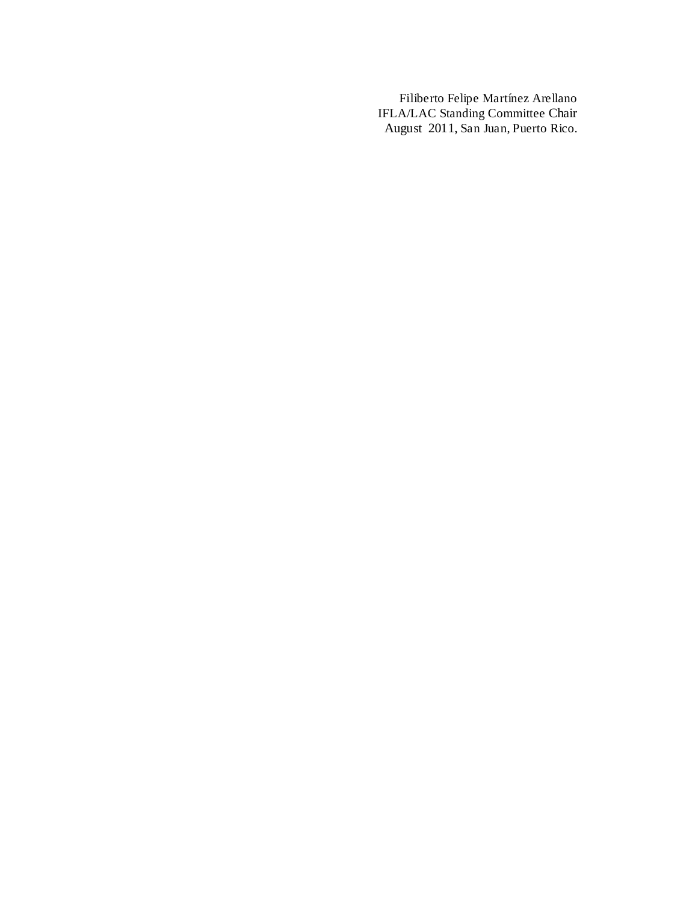Filiberto Felipe Martínez Arellano
IFLA/LAC Standing Committee Chair
August 2011, San Juan, Puerto Rico.